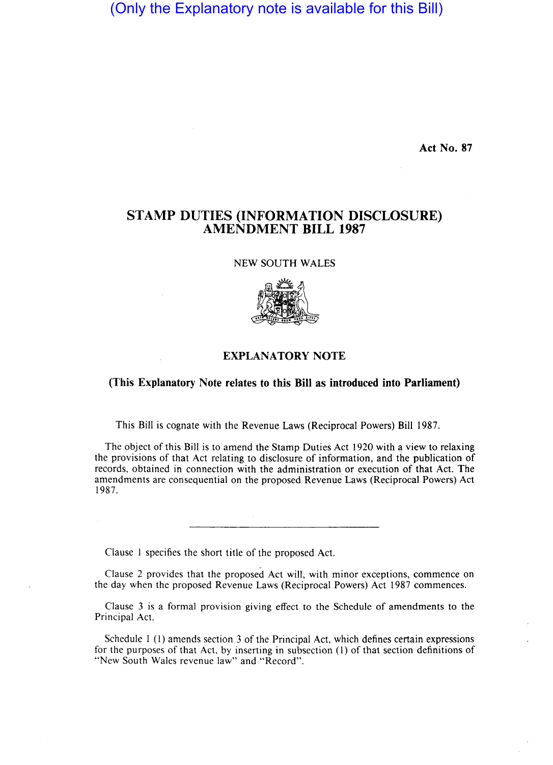(Only the Explanatory note is available for this Bill)

**Act No. 87**

# STAMP DUTIES (INFORMATION DISCLOSURE) AMENDMENT BILL 1987

NEW SOUTH WALES

## EXPLANATORY NOTE

**(This Explanatory Note relates to this Bill as introduced into Parliament)**

This Bill is cognate with the Revenue Laws (Reciprocal Powers) Bill 1987.

The object of this Bill is to amend the Stamp Duties Act 1920 with a view to relaxing the provisions of that Act relating to disclosure of information, and the publication of records, obtained in connection with the administration or execution of that Act. The amendments are consequential on the proposed Revenue Laws (Reciprocal Powers) Act 1987.

---

Clause 1 specifies the short title of the proposed Act.

Clause 2 provides that the proposed Act will, with minor exceptions, commence on the day when the proposed Revenue Laws (Reciprocal Powers) Act 1987 commences.

Clause 3 is a formal provision giving effect to the Schedule of amendments to the Principal Act.

Schedule 1 (1) amends section 3 of the Principal Act, which defines certain expressions for the purposes of that Act, by inserting in subsection (1) of that section definitions of "New South Wales revenue law" and "Record".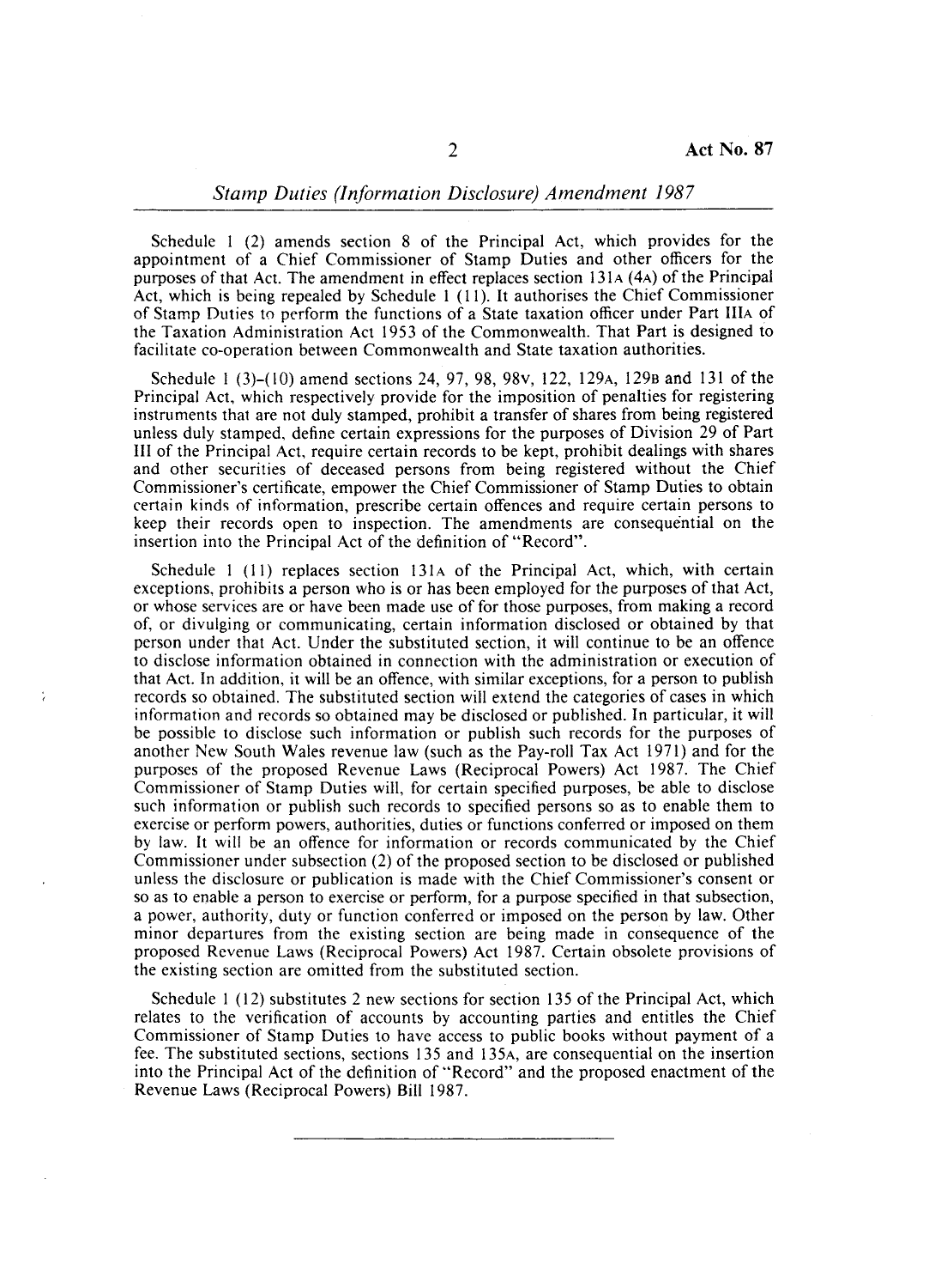Schedule 1 (2) amends section 8 of the Principal Act, which provides for the appointment of a Chief Commissioner of Stamp Duties and other officers for the purposes of that Act. The amendment in effect replaces section 131A (4A) of the Principal Act, which is being repealed by Schedule 1 (11). It authorises the Chief Commissioner of Stamp Duties to perform the functions of a State taxation officer under Part IIIA of the Taxation Administration Act 1953 of the Commonwealth. That Part is designed to facilitate co-operation between Commonwealth and State taxation authorities.

Schedule 1 (3)-(10) amend sections 24, 97, 98, 98V, 122, 129A, 129B and 131 of the Principal Act, which respectively provide for the imposition of penalties for registering instruments that are not duly stamped, prohibit a transfer of shares from being registered unless duly stamped, define certain expressions for the purposes of Division 29 of Part III of the Principal Act, require certain records to be kept, prohibit dealings with shares and other securities of deceased persons from being registered without the Chief Commissioner's certificate, empower the Chief Commissioner of Stamp Duties to obtain certain kinds of information, prescribe certain offences and require certain persons to keep their records open to inspection. The amendments are consequential on the insertion into the Principal Act of the definition of "Record".

Schedule 1 (11) replaces section 131A of the Principal Act, which, with certain exceptions, prohibits a person who is or has been employed for the purposes of that Act, or whose services are or have been made use of for those purposes, from making a record of, or divulging or communicating, certain information disclosed or obtained by that person under that Act. Under the substituted section, it will continue to be an offence to disclose information obtained in connection with the administration or execution of that Act. In addition, it will be an offence, with similar exceptions, for a person to publish records so obtained. The substituted section will extend the categories of cases in which information and records so obtained may be disclosed or published. In particular, it will be possible to disclose such information or publish such records for the purposes of another New South Wales revenue law (such as the Pay-roll Tax Act 1971) and for the purposes of the proposed Revenue Laws (Reciprocal Powers) Act 1987. The Chief Commissioner of Stamp Duties will, for certain specified purposes, be able to disclose such information or publish such records to specified persons so as to enable them to exercise or perform powers, authorities, duties or functions conferred or imposed on them by law. It will be an offence for information or records communicated by the Chief Commissioner under subsection (2) of the proposed section to be disclosed or published unless the disclosure or publication is made with the Chief Commissioner's consent or so as to enable a person to exercise or perform, for a purpose specified in that subsection, a power, authority, duty or function conferred or imposed on the person by law. Other minor departures from the existing section are being made in consequence of the proposed Revenue Laws (Reciprocal Powers) Act 1987. Certain obsolete provisions of the existing section are omitted from the substituted section.

Schedule 1 (12) substitutes 2 new sections for section 135 of the Principal Act, which relates to the verification of accounts by accounting parties and entitles the Chief Commissioner of Stamp Duties to have access to public books without payment of a fee. The substituted sections, sections 135 and 135A, are consequential on the insertion into the Principal Act of the definition of "Record" and the proposed enactment of the Revenue Laws (Reciprocal Powers) Bill 1987.